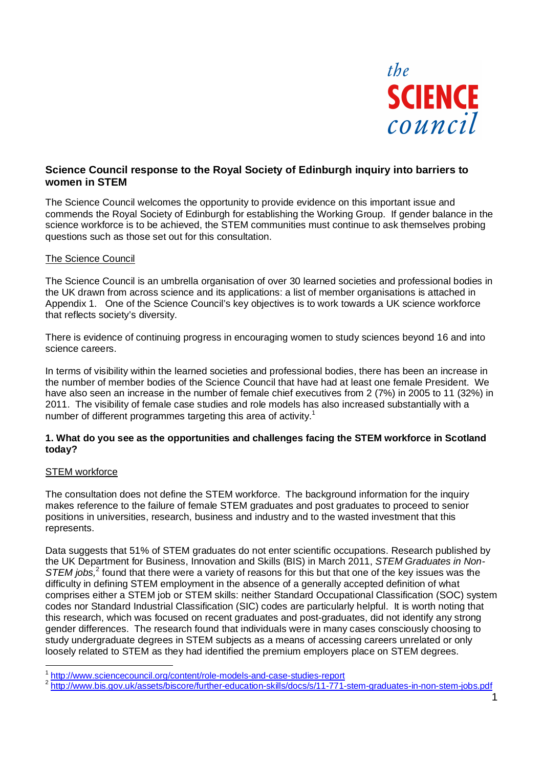the
**SCIENCE**
council

## Science Council response to the Royal Society of Edinburgh inquiry into barriers to women in STEM

The Science Council welcomes the opportunity to provide evidence on this important issue and commends the Royal Society of Edinburgh for establishing the Working Group. If gender balance in the science workforce is to be achieved, the STEM communities must continue to ask themselves probing questions such as those set out for this consultation.

### The Science Council

The Science Council is an umbrella organisation of over 30 learned societies and professional bodies in the UK drawn from across science and its applications: a list of member organisations is attached in Appendix 1. One of the Science Council's key objectives is to work towards a UK science workforce that reflects society's diversity.

There is evidence of continuing progress in encouraging women to study sciences beyond 16 and into science careers.

In terms of visibility within the learned societies and professional bodies, there has been an increase in the number of member bodies of the Science Council that have had at least one female President. We have also seen an increase in the number of female chief executives from 2 (7%) in 2005 to 11 (32%) in 2011. The visibility of female case studies and role models has also increased substantially with a number of different programmes targeting this area of activity.[1]

### 1. What do you see as the opportunities and challenges facing the STEM workforce in Scotland today?

#### STEM workforce

The consultation does not define the STEM workforce. The background information for the inquiry makes reference to the failure of female STEM graduates and post graduates to proceed to senior positions in universities, research, business and industry and to the wasted investment that this represents.

Data suggests that 51% of STEM graduates do not enter scientific occupations. Research published by the UK Department for Business, Innovation and Skills (BIS) in March 2011, *STEM Graduates in Non-STEM jobs,*[2] found that there were a variety of reasons for this but that one of the key issues was the difficulty in defining STEM employment in the absence of a generally accepted definition of what comprises either a STEM job or STEM skills: neither Standard Occupational Classification (SOC) system codes nor Standard Industrial Classification (SIC) codes are particularly helpful. It is worth noting that this research, which was focused on recent graduates and post-graduates, did not identify any strong gender differences. The research found that individuals were in many cases consciously choosing to study undergraduate degrees in STEM subjects as a means of accessing careers unrelated or only loosely related to STEM as they had identified the premium employers place on STEM degrees.

---

[1] http://www.sciencecouncil.org/content/role-models-and-case-studies-report

[2] http://www.bis.gov.uk/assets/biscore/further-education-skills/docs/s/11-771-stem-graduates-in-non-stem-jobs.pdf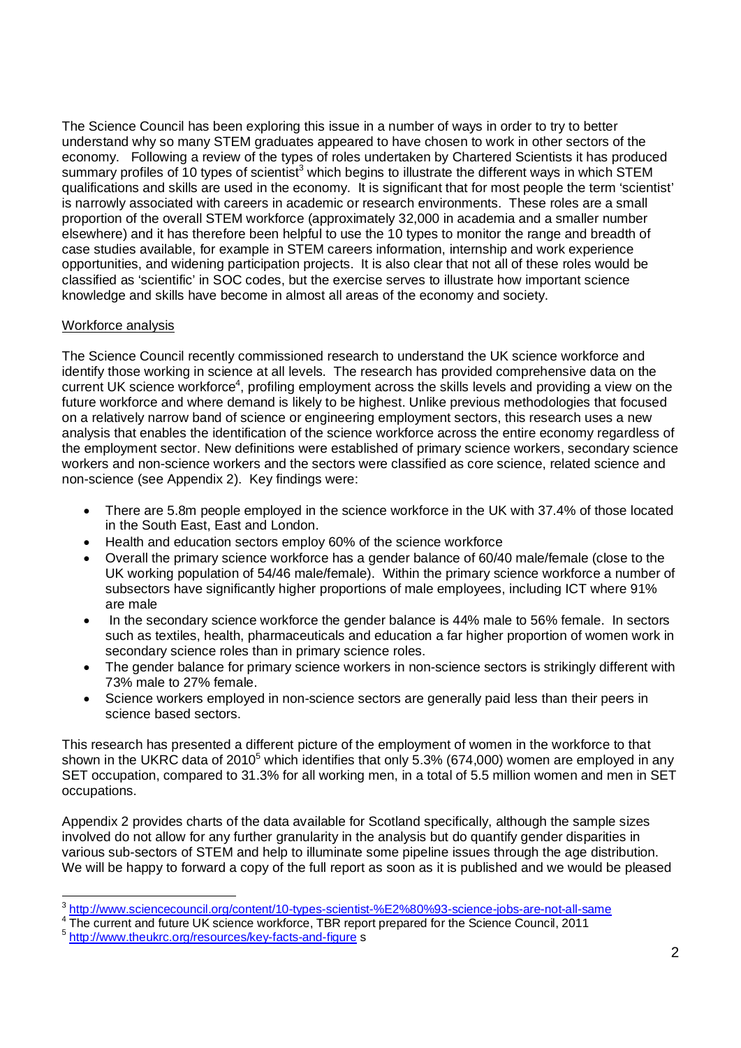The Science Council has been exploring this issue in a number of ways in order to try to better understand why so many STEM graduates appeared to have chosen to work in other sectors of the economy. Following a review of the types of roles undertaken by Chartered Scientists it has produced summary profiles of 10 types of scientist[3] which begins to illustrate the different ways in which STEM qualifications and skills are used in the economy. It is significant that for most people the term 'scientist' is narrowly associated with careers in academic or research environments. These roles are a small proportion of the overall STEM workforce (approximately 32,000 in academia and a smaller number elsewhere) and it has therefore been helpful to use the 10 types to monitor the range and breadth of case studies available, for example in STEM careers information, internship and work experience opportunities, and widening participation projects. It is also clear that not all of these roles would be classified as 'scientific' in SOC codes, but the exercise serves to illustrate how important science knowledge and skills have become in almost all areas of the economy and society.

<u>Workforce analysis</u>

The Science Council recently commissioned research to understand the UK science workforce and identify those working in science at all levels. The research has provided comprehensive data on the current UK science workforce[4], profiling employment across the skills levels and providing a view on the future workforce and where demand is likely to be highest. Unlike previous methodologies that focused on a relatively narrow band of science or engineering employment sectors, this research uses a new analysis that enables the identification of the science workforce across the entire economy regardless of the employment sector. New definitions were established of primary science workers, secondary science workers and non-science workers and the sectors were classified as core science, related science and non-science (see Appendix 2). Key findings were:

- There are 5.8m people employed in the science workforce in the UK with 37.4% of those located in the South East, East and London.
- Health and education sectors employ 60% of the science workforce
- Overall the primary science workforce has a gender balance of 60/40 male/female (close to the UK working population of 54/46 male/female). Within the primary science workforce a number of subsectors have significantly higher proportions of male employees, including ICT where 91% are male
- In the secondary science workforce the gender balance is 44% male to 56% female. In sectors such as textiles, health, pharmaceuticals and education a far higher proportion of women work in secondary science roles than in primary science roles.
- The gender balance for primary science workers in non-science sectors is strikingly different with 73% male to 27% female.
- Science workers employed in non-science sectors are generally paid less than their peers in science based sectors.

This research has presented a different picture of the employment of women in the workforce to that shown in the UKRC data of 2010[5] which identifies that only 5.3% (674,000) women are employed in any SET occupation, compared to 31.3% for all working men, in a total of 5.5 million women and men in SET occupations.

Appendix 2 provides charts of the data available for Scotland specifically, although the sample sizes involved do not allow for any further granularity in the analysis but do quantify gender disparities in various sub-sectors of STEM and help to illuminate some pipeline issues through the age distribution. We will be happy to forward a copy of the full report as soon as it is published and we would be pleased

---

[3] http://www.sciencecouncil.org/content/10-types-scientist-%E2%80%93-science-jobs-are-not-all-same

[4] The current and future UK science workforce, TBR report prepared for the Science Council, 2011

[5] http://www.theukrc.org/resources/key-facts-and-figure s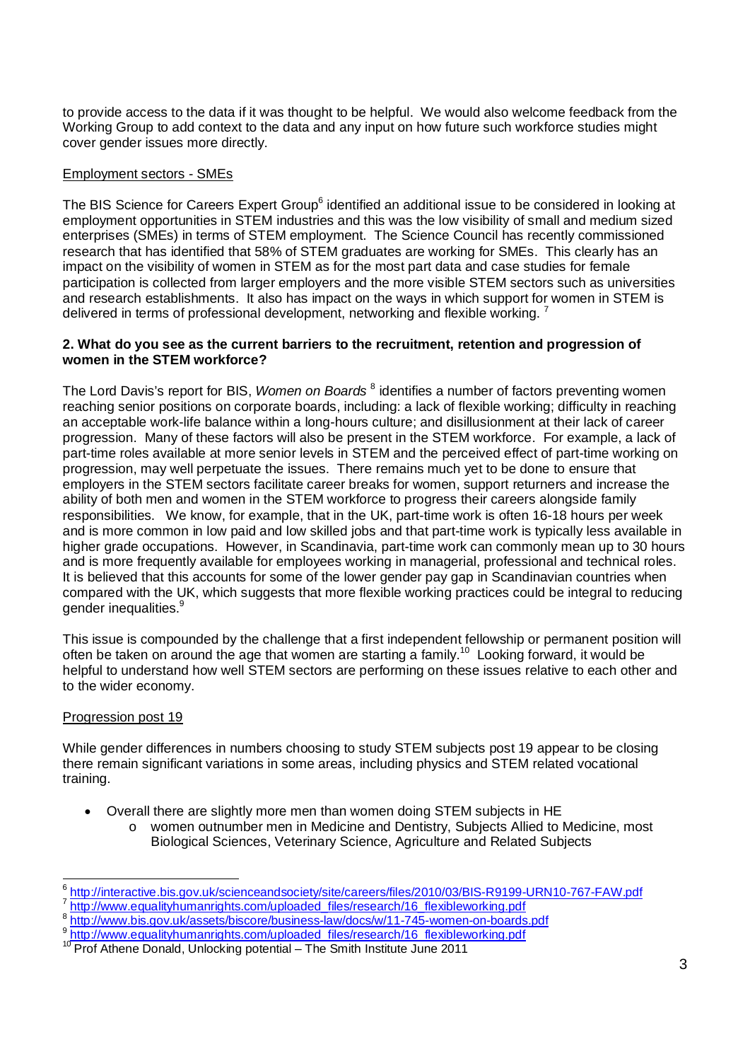to provide access to the data if it was thought to be helpful. We would also welcome feedback from the Working Group to add context to the data and any input on how future such workforce studies might cover gender issues more directly.

Employment sectors - SMEs

The BIS Science for Careers Expert Group[6] identified an additional issue to be considered in looking at employment opportunities in STEM industries and this was the low visibility of small and medium sized enterprises (SMEs) in terms of STEM employment. The Science Council has recently commissioned research that has identified that 58% of STEM graduates are working for SMEs. This clearly has an impact on the visibility of women in STEM as for the most part data and case studies for female participation is collected from larger employers and the more visible STEM sectors such as universities and research establishments. It also has impact on the ways in which support for women in STEM is delivered in terms of professional development, networking and flexible working. [7]

**2. What do you see as the current barriers to the recruitment, retention and progression of women in the STEM workforce?**

The Lord Davis's report for BIS, *Women on Boards* [8] identifies a number of factors preventing women reaching senior positions on corporate boards, including: a lack of flexible working; difficulty in reaching an acceptable work-life balance within a long-hours culture; and disillusionment at their lack of career progression. Many of these factors will also be present in the STEM workforce. For example, a lack of part-time roles available at more senior levels in STEM and the perceived effect of part-time working on progression, may well perpetuate the issues. There remains much yet to be done to ensure that employers in the STEM sectors facilitate career breaks for women, support returners and increase the ability of both men and women in the STEM workforce to progress their careers alongside family responsibilities. We know, for example, that in the UK, part-time work is often 16-18 hours per week and is more common in low paid and low skilled jobs and that part-time work is typically less available in higher grade occupations. However, in Scandinavia, part-time work can commonly mean up to 30 hours and is more frequently available for employees working in managerial, professional and technical roles. It is believed that this accounts for some of the lower gender pay gap in Scandinavian countries when compared with the UK, which suggests that more flexible working practices could be integral to reducing gender inequalities.[9]

This issue is compounded by the challenge that a first independent fellowship or permanent position will often be taken on around the age that women are starting a family.[10] Looking forward, it would be helpful to understand how well STEM sectors are performing on these issues relative to each other and to the wider economy.

Progression post 19

While gender differences in numbers choosing to study STEM subjects post 19 appear to be closing there remain significant variations in some areas, including physics and STEM related vocational training.

- Overall there are slightly more men than women doing STEM subjects in HE
  - women outnumber men in Medicine and Dentistry, Subjects Allied to Medicine, most Biological Sciences, Veterinary Science, Agriculture and Related Subjects

---

[6] http://interactive.bis.gov.uk/scienceandsociety/site/careers/files/2010/03/BIS-R9199-URN10-767-FAW.pdf
[7] http://www.equalityhumanrights.com/uploaded_files/research/16_flexibleworking.pdf
[8] http://www.bis.gov.uk/assets/biscore/business-law/docs/w/11-745-women-on-boards.pdf
[9] http://www.equalityhumanrights.com/uploaded_files/research/16_flexibleworking.pdf
[10] Prof Athene Donald, Unlocking potential – The Smith Institute June 2011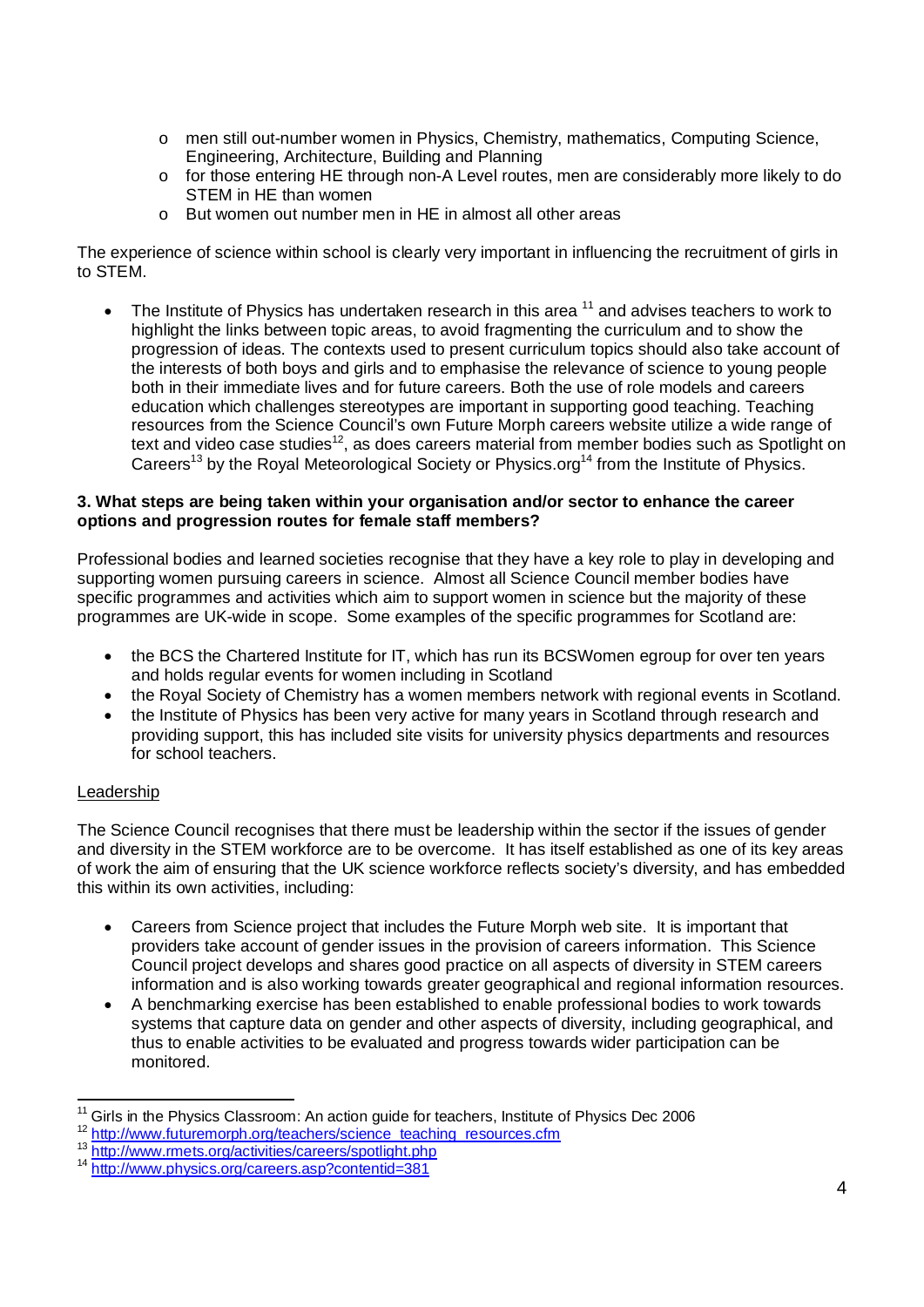- men still out-number women in Physics, Chemistry, mathematics, Computing Science, Engineering, Architecture, Building and Planning
- for those entering HE through non-A Level routes, men are considerably more likely to do STEM in HE than women
- But women out number men in HE in almost all other areas

The experience of science within school is clearly very important in influencing the recruitment of girls in to STEM.

- The Institute of Physics has undertaken research in this area [11] and advises teachers to work to highlight the links between topic areas, to avoid fragmenting the curriculum and to show the progression of ideas. The contexts used to present curriculum topics should also take account of the interests of both boys and girls and to emphasise the relevance of science to young people both in their immediate lives and for future careers. Both the use of role models and careers education which challenges stereotypes are important in supporting good teaching. Teaching resources from the Science Council's own Future Morph careers website utilize a wide range of text and video case studies[12], as does careers material from member bodies such as Spotlight on Careers[13] by the Royal Meteorological Society or Physics.org[14] from the Institute of Physics.

**3. What steps are being taken within your organisation and/or sector to enhance the career options and progression routes for female staff members?**

Professional bodies and learned societies recognise that they have a key role to play in developing and supporting women pursuing careers in science. Almost all Science Council member bodies have specific programmes and activities which aim to support women in science but the majority of these programmes are UK-wide in scope. Some examples of the specific programmes for Scotland are:

- the BCS the Chartered Institute for IT, which has run its BCSWomen egroup for over ten years and holds regular events for women including in Scotland
- the Royal Society of Chemistry has a women members network with regional events in Scotland.
- the Institute of Physics has been very active for many years in Scotland through research and providing support, this has included site visits for university physics departments and resources for school teachers.

<u>Leadership</u>

The Science Council recognises that there must be leadership within the sector if the issues of gender and diversity in the STEM workforce are to be overcome. It has itself established as one of its key areas of work the aim of ensuring that the UK science workforce reflects society's diversity, and has embedded this within its own activities, including:

- Careers from Science project that includes the Future Morph web site. It is important that providers take account of gender issues in the provision of careers information. This Science Council project develops and shares good practice on all aspects of diversity in STEM careers information and is also working towards greater geographical and regional information resources.
- A benchmarking exercise has been established to enable professional bodies to work towards systems that capture data on gender and other aspects of diversity, including geographical, and thus to enable activities to be evaluated and progress towards wider participation can be monitored.

---

[11] Girls in the Physics Classroom: An action guide for teachers, Institute of Physics Dec 2006

[12] http://www.futuremorph.org/teachers/science_teaching_resources.cfm

[13] http://www.rmets.org/activities/careers/spotlight.php

[14] http://www.physics.org/careers.asp?contentid=381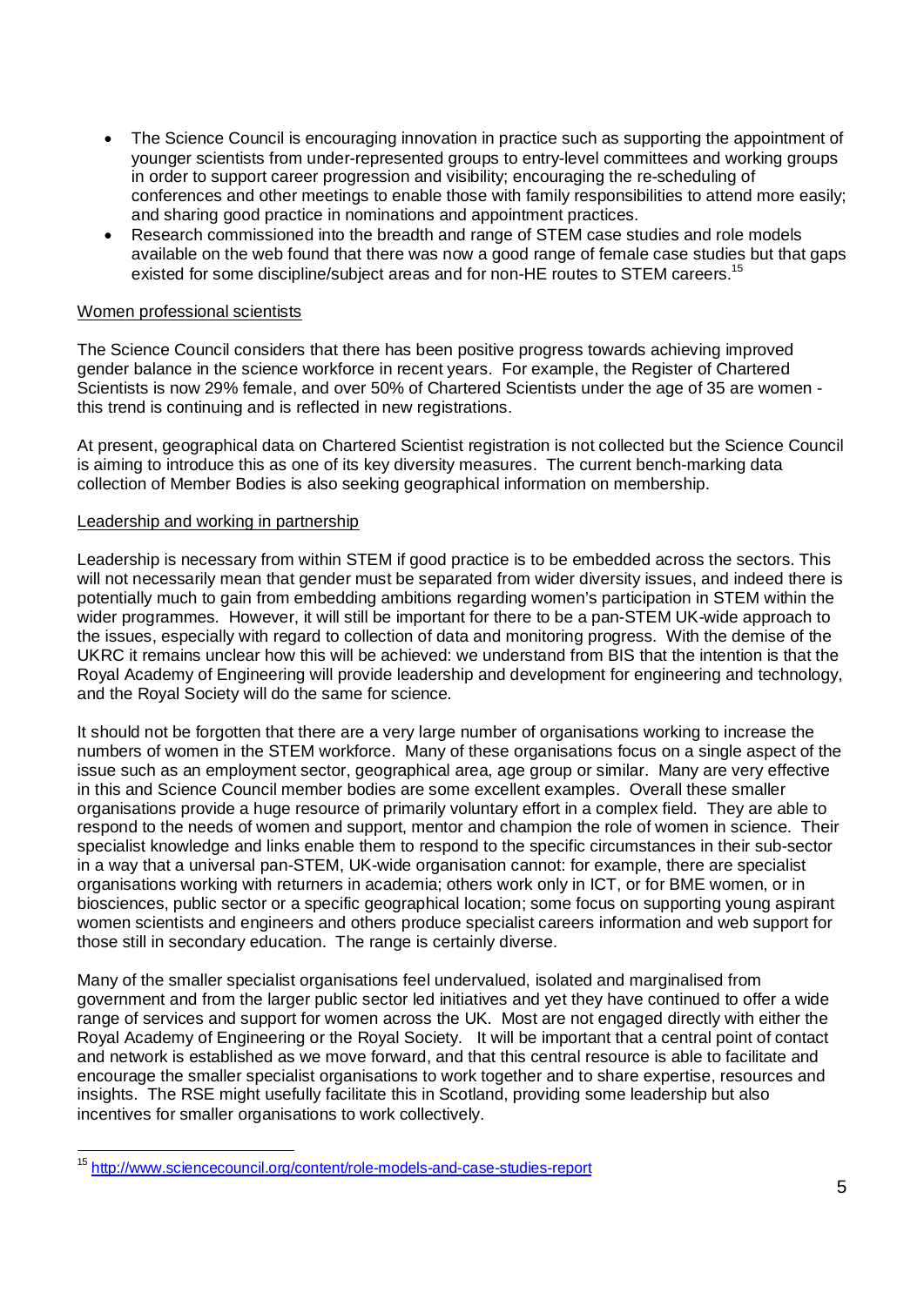- The Science Council is encouraging innovation in practice such as supporting the appointment of younger scientists from under-represented groups to entry-level committees and working groups in order to support career progression and visibility; encouraging the re-scheduling of conferences and other meetings to enable those with family responsibilities to attend more easily; and sharing good practice in nominations and appointment practices.
- Research commissioned into the breadth and range of STEM case studies and role models available on the web found that there was now a good range of female case studies but that gaps existed for some discipline/subject areas and for non-HE routes to STEM careers.[15]

Women professional scientists

The Science Council considers that there has been positive progress towards achieving improved gender balance in the science workforce in recent years. For example, the Register of Chartered Scientists is now 29% female, and over 50% of Chartered Scientists under the age of 35 are women - this trend is continuing and is reflected in new registrations.

At present, geographical data on Chartered Scientist registration is not collected but the Science Council is aiming to introduce this as one of its key diversity measures. The current bench-marking data collection of Member Bodies is also seeking geographical information on membership.

Leadership and working in partnership

Leadership is necessary from within STEM if good practice is to be embedded across the sectors. This will not necessarily mean that gender must be separated from wider diversity issues, and indeed there is potentially much to gain from embedding ambitions regarding women's participation in STEM within the wider programmes. However, it will still be important for there to be a pan-STEM UK-wide approach to the issues, especially with regard to collection of data and monitoring progress. With the demise of the UKRC it remains unclear how this will be achieved: we understand from BIS that the intention is that the Royal Academy of Engineering will provide leadership and development for engineering and technology, and the Royal Society will do the same for science.

It should not be forgotten that there are a very large number of organisations working to increase the numbers of women in the STEM workforce. Many of these organisations focus on a single aspect of the issue such as an employment sector, geographical area, age group or similar. Many are very effective in this and Science Council member bodies are some excellent examples. Overall these smaller organisations provide a huge resource of primarily voluntary effort in a complex field. They are able to respond to the needs of women and support, mentor and champion the role of women in science. Their specialist knowledge and links enable them to respond to the specific circumstances in their sub-sector in a way that a universal pan-STEM, UK-wide organisation cannot: for example, there are specialist organisations working with returners in academia; others work only in ICT, or for BME women, or in biosciences, public sector or a specific geographical location; some focus on supporting young aspirant women scientists and engineers and others produce specialist careers information and web support for those still in secondary education. The range is certainly diverse.

Many of the smaller specialist organisations feel undervalued, isolated and marginalised from government and from the larger public sector led initiatives and yet they have continued to offer a wide range of services and support for women across the UK. Most are not engaged directly with either the Royal Academy of Engineering or the Royal Society. It will be important that a central point of contact and network is established as we move forward, and that this central resource is able to facilitate and encourage the smaller specialist organisations to work together and to share expertise, resources and insights. The RSE might usefully facilitate this in Scotland, providing some leadership but also incentives for smaller organisations to work collectively.

[15] http://www.sciencecouncil.org/content/role-models-and-case-studies-report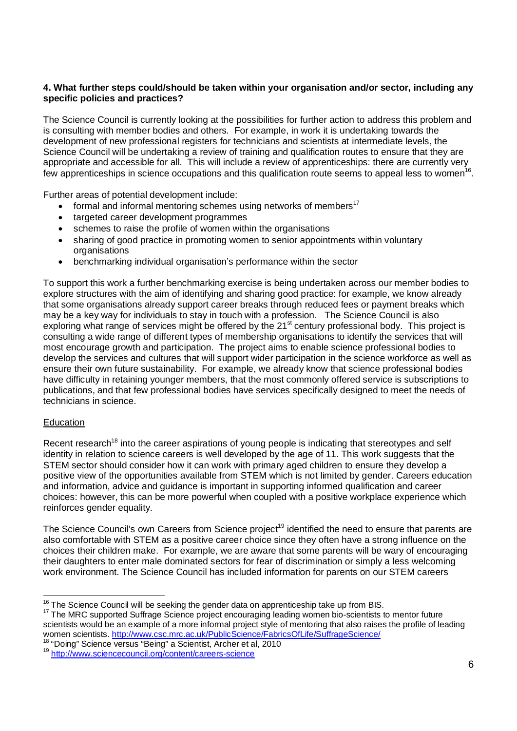**4. What further steps could/should be taken within your organisation and/or sector, including any specific policies and practices?**

The Science Council is currently looking at the possibilities for further action to address this problem and is consulting with member bodies and others. For example, in work it is undertaking towards the development of new professional registers for technicians and scientists at intermediate levels, the Science Council will be undertaking a review of training and qualification routes to ensure that they are appropriate and accessible for all. This will include a review of apprenticeships: there are currently very few apprenticeships in science occupations and this qualification route seems to appeal less to women[16].

Further areas of potential development include:

- formal and informal mentoring schemes using networks of members[17]
- targeted career development programmes
- schemes to raise the profile of women within the organisations
- sharing of good practice in promoting women to senior appointments within voluntary organisations
- benchmarking individual organisation's performance within the sector

To support this work a further benchmarking exercise is being undertaken across our member bodies to explore structures with the aim of identifying and sharing good practice: for example, we know already that some organisations already support career breaks through reduced fees or payment breaks which may be a key way for individuals to stay in touch with a profession. The Science Council is also exploring what range of services might be offered by the 21st century professional body. This project is consulting a wide range of different types of membership organisations to identify the services that will most encourage growth and participation. The project aims to enable science professional bodies to develop the services and cultures that will support wider participation in the science workforce as well as ensure their own future sustainability. For example, we already know that science professional bodies have difficulty in retaining younger members, that the most commonly offered service is subscriptions to publications, and that few professional bodies have services specifically designed to meet the needs of technicians in science.

<u>Education</u>

Recent research[18] into the career aspirations of young people is indicating that stereotypes and self identity in relation to science careers is well developed by the age of 11. This work suggests that the STEM sector should consider how it can work with primary aged children to ensure they develop a positive view of the opportunities available from STEM which is not limited by gender. Careers education and information, advice and guidance is important in supporting informed qualification and career choices: however, this can be more powerful when coupled with a positive workplace experience which reinforces gender equality.

The Science Council's own Careers from Science project[19] identified the need to ensure that parents are also comfortable with STEM as a positive career choice since they often have a strong influence on the choices their children make. For example, we are aware that some parents will be wary of encouraging their daughters to enter male dominated sectors for fear of discrimination or simply a less welcoming work environment. The Science Council has included information for parents on our STEM careers

---

[16] The Science Council will be seeking the gender data on apprenticeship take up from BIS.

[17] The MRC supported Suffrage Science project encouraging leading women bio-scientists to mentor future scientists would be an example of a more informal project style of mentoring that also raises the profile of leading women scientists. http://www.csc.mrc.ac.uk/PublicScience/FabricsOfLife/SuffrageScience/

[18] "Doing" Science versus "Being" a Scientist, Archer et al, 2010

[19] http://www.sciencecouncil.org/content/careers-science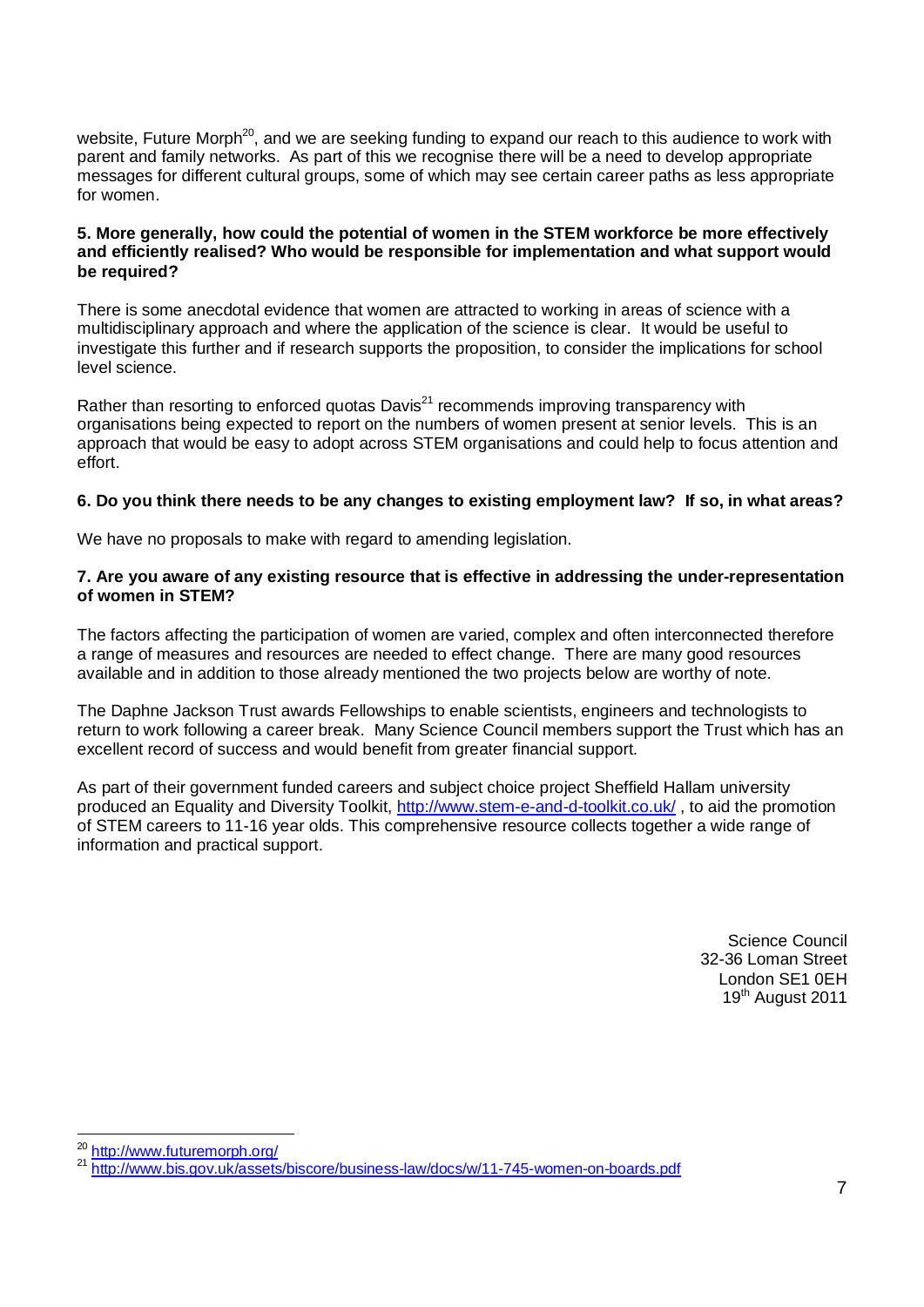website, Future Morph[20], and we are seeking funding to expand our reach to this audience to work with parent and family networks. As part of this we recognise there will be a need to develop appropriate messages for different cultural groups, some of which may see certain career paths as less appropriate for women.

**5. More generally, how could the potential of women in the STEM workforce be more effectively and efficiently realised? Who would be responsible for implementation and what support would be required?**

There is some anecdotal evidence that women are attracted to working in areas of science with a multidisciplinary approach and where the application of the science is clear. It would be useful to investigate this further and if research supports the proposition, to consider the implications for school level science.

Rather than resorting to enforced quotas Davis[21] recommends improving transparency with organisations being expected to report on the numbers of women present at senior levels. This is an approach that would be easy to adopt across STEM organisations and could help to focus attention and effort.

**6. Do you think there needs to be any changes to existing employment law? If so, in what areas?**

We have no proposals to make with regard to amending legislation.

**7. Are you aware of any existing resource that is effective in addressing the under-representation of women in STEM?**

The factors affecting the participation of women are varied, complex and often interconnected therefore a range of measures and resources are needed to effect change. There are many good resources available and in addition to those already mentioned the two projects below are worthy of note.

The Daphne Jackson Trust awards Fellowships to enable scientists, engineers and technologists to return to work following a career break. Many Science Council members support the Trust which has an excellent record of success and would benefit from greater financial support.

As part of their government funded careers and subject choice project Sheffield Hallam university produced an Equality and Diversity Toolkit, http://www.stem-e-and-d-toolkit.co.uk/ , to aid the promotion of STEM careers to 11-16 year olds. This comprehensive resource collects together a wide range of information and practical support.

Science Council
32-36 Loman Street
London SE1 0EH
19th August 2011

[20] http://www.futuremorph.org/

[21] http://www.bis.gov.uk/assets/biscore/business-law/docs/w/11-745-women-on-boards.pdf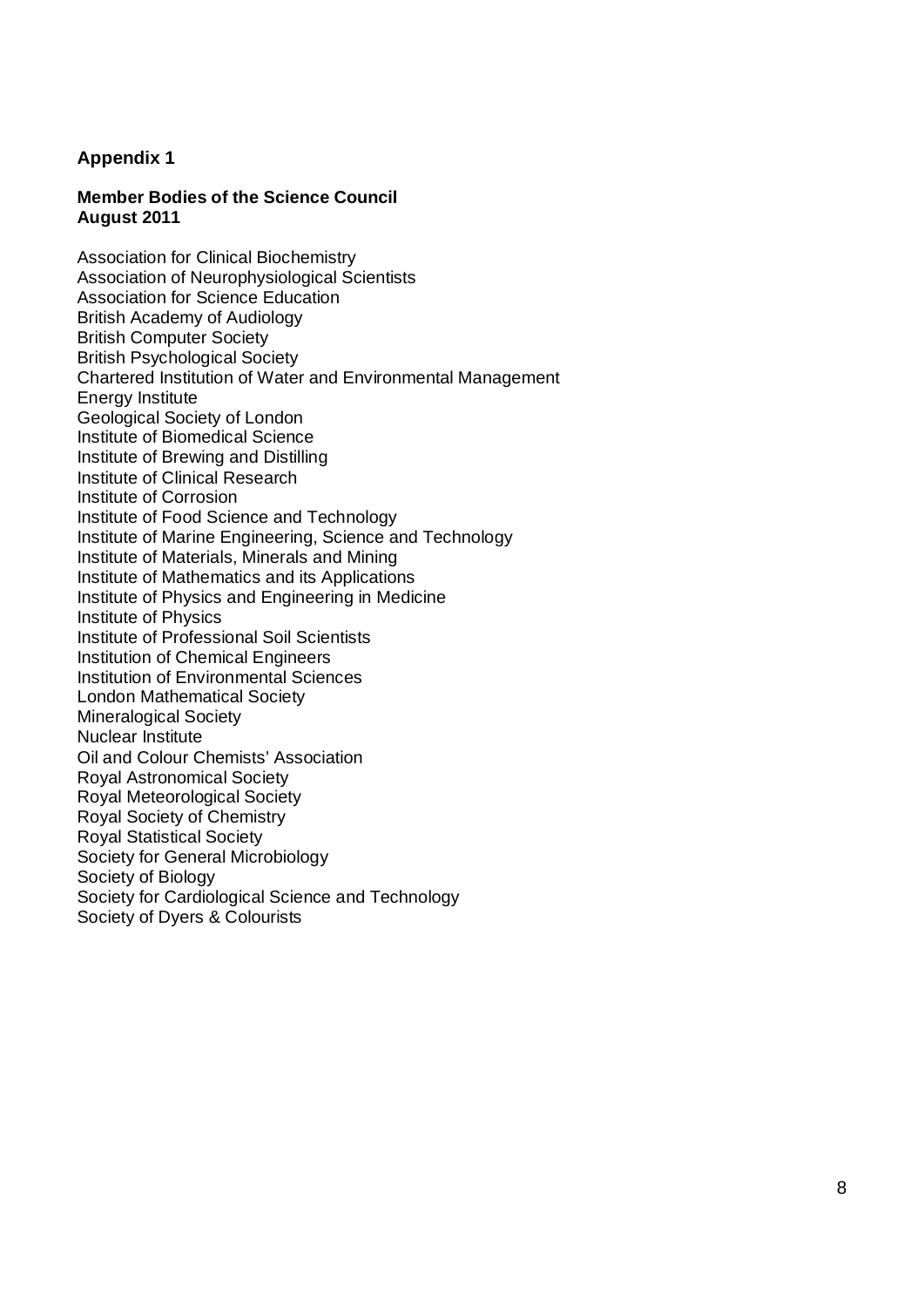## Appendix 1

**Member Bodies of the Science Council**
**August 2011**

Association for Clinical Biochemistry
Association of Neurophysiological Scientists
Association for Science Education
British Academy of Audiology
British Computer Society
British Psychological Society
Chartered Institution of Water and Environmental Management
Energy Institute
Geological Society of London
Institute of Biomedical Science
Institute of Brewing and Distilling
Institute of Clinical Research
Institute of Corrosion
Institute of Food Science and Technology
Institute of Marine Engineering, Science and Technology
Institute of Materials, Minerals and Mining
Institute of Mathematics and its Applications
Institute of Physics and Engineering in Medicine
Institute of Physics
Institute of Professional Soil Scientists
Institution of Chemical Engineers
Institution of Environmental Sciences
London Mathematical Society
Mineralogical Society
Nuclear Institute
Oil and Colour Chemists' Association
Royal Astronomical Society
Royal Meteorological Society
Royal Society of Chemistry
Royal Statistical Society
Society for General Microbiology
Society of Biology
Society for Cardiological Science and Technology
Society of Dyers & Colourists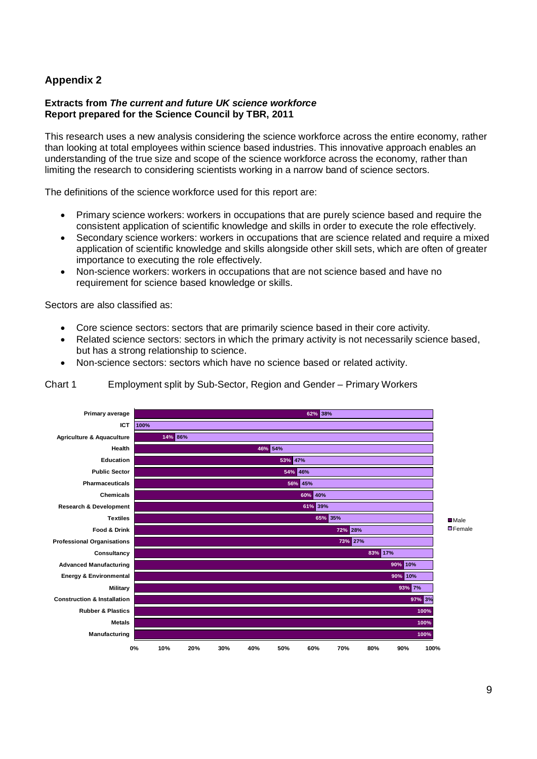## Appendix 2

**Extracts from *The current and future UK science workforce***
**Report prepared for the Science Council by TBR, 2011**

This research uses a new analysis considering the science workforce across the entire economy, rather than looking at total employees within science based industries. This innovative approach enables an understanding of the true size and scope of the science workforce across the economy, rather than limiting the research to considering scientists working in a narrow band of science sectors.

The definitions of the science workforce used for this report are:

- Primary science workers: workers in occupations that are purely science based and require the consistent application of scientific knowledge and skills in order to execute the role effectively.
- Secondary science workers: workers in occupations that are science related and require a mixed application of scientific knowledge and skills alongside other skill sets, which are often of greater importance to executing the role effectively.
- Non-science workers: workers in occupations that are not science based and have no requirement for science based knowledge or skills.

Sectors are also classified as:

- Core science sectors: sectors that are primarily science based in their core activity.
- Related science sectors: sectors in which the primary activity is not necessarily science based, but has a strong relationship to science.
- Non-science sectors: sectors which have no science based or related activity.

Chart 1 Employment split by Sub-Sector, Region and Gender – Primary Workers

| Sub-Sector | Male | Female |
|---|---|---|
| Primary average | 62% | 38% |
| ICT | | 100% |
| Agriculture & Aquaculture | 14% | 86% |
| Health | 46% | 54% |
| Education | 53% | 47% |
| Public Sector | 54% | 46% |
| Pharmaceuticals | 56% | 45% |
| Chemicals | 60% | 40% |
| Research & Development | 61% | 39% |
| Textiles | 65% | 35% |
| Food & Drink | 72% | 28% |
| Professional Organisations | 73% | 27% |
| Consultancy | 83% | 17% |
| Advanced Manufacturing | 90% | 10% |
| Energy & Environmental | 90% | 10% |
| Military | 93% | 7% |
| Construction & Installation | 97% | 3% |
| Rubber & Plastics | 100% | |
| Metals | 100% | |
| Manufacturing | 100% | |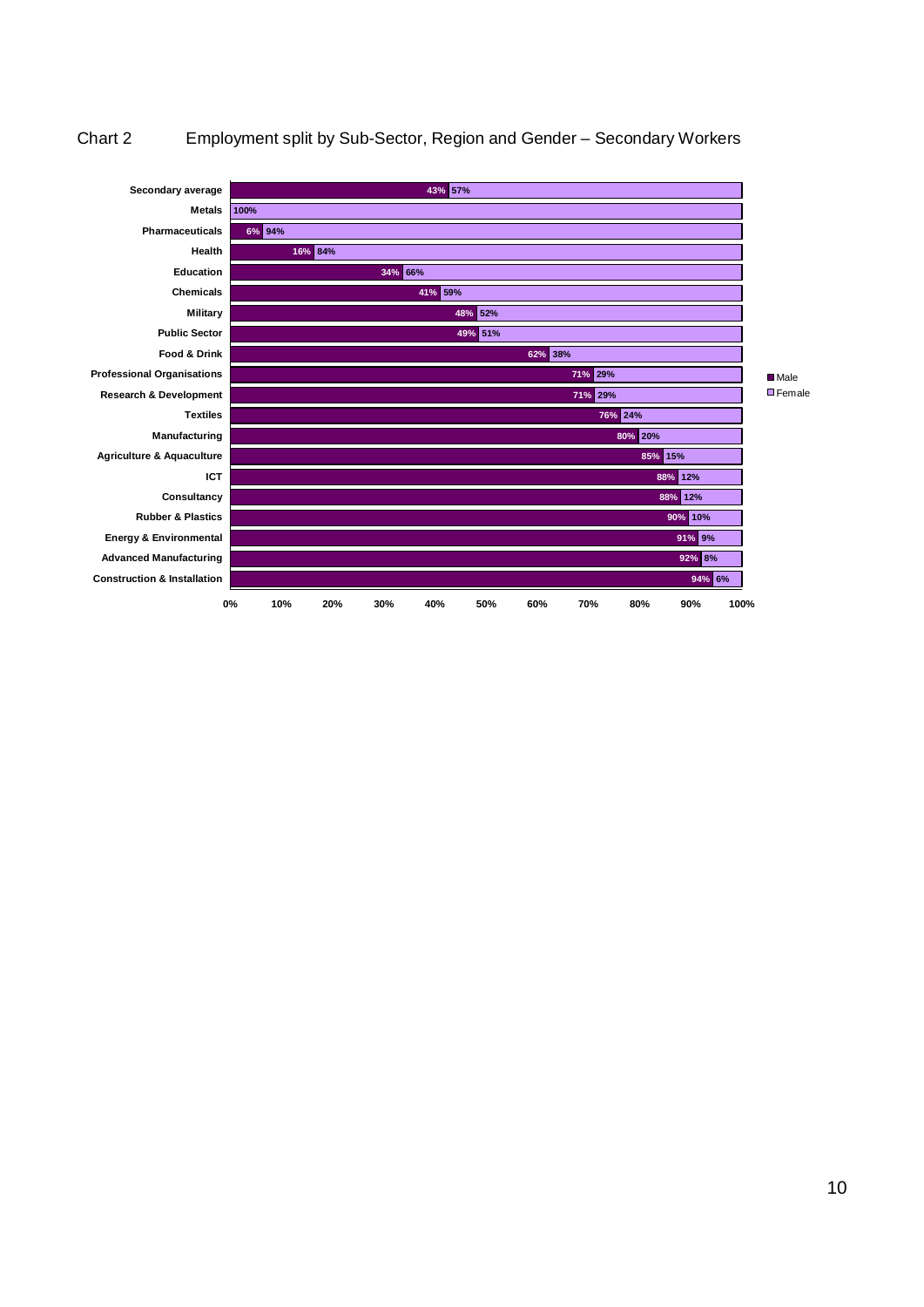Chart 2 Employment split by Sub-Sector, Region and Gender – Secondary Workers

Secondary average 43% 57%
Metals 100%
Pharmaceuticals 6% 94%
Health 16% 84%
Education 34% 66%
Chemicals 41% 59%
Military 48% 52%
Public Sector 49% 51%
Food & Drink 62% 38%
Professional Organisations 71% 29%
Research & Development 71% 29%
Textiles 76% 24%
Manufacturing 80% 20%
Agriculture & Aquaculture 85% 15%
ICT 88% 12%
Consultancy 88% 12%
Rubber & Plastics 90% 10%
Energy & Environmental 91% 9%
Advanced Manufacturing 92% 8%
Construction & Installation 94% 6%

0% 10% 20% 30% 40% 50% 60% 70% 80% 90% 100%

Male
Female